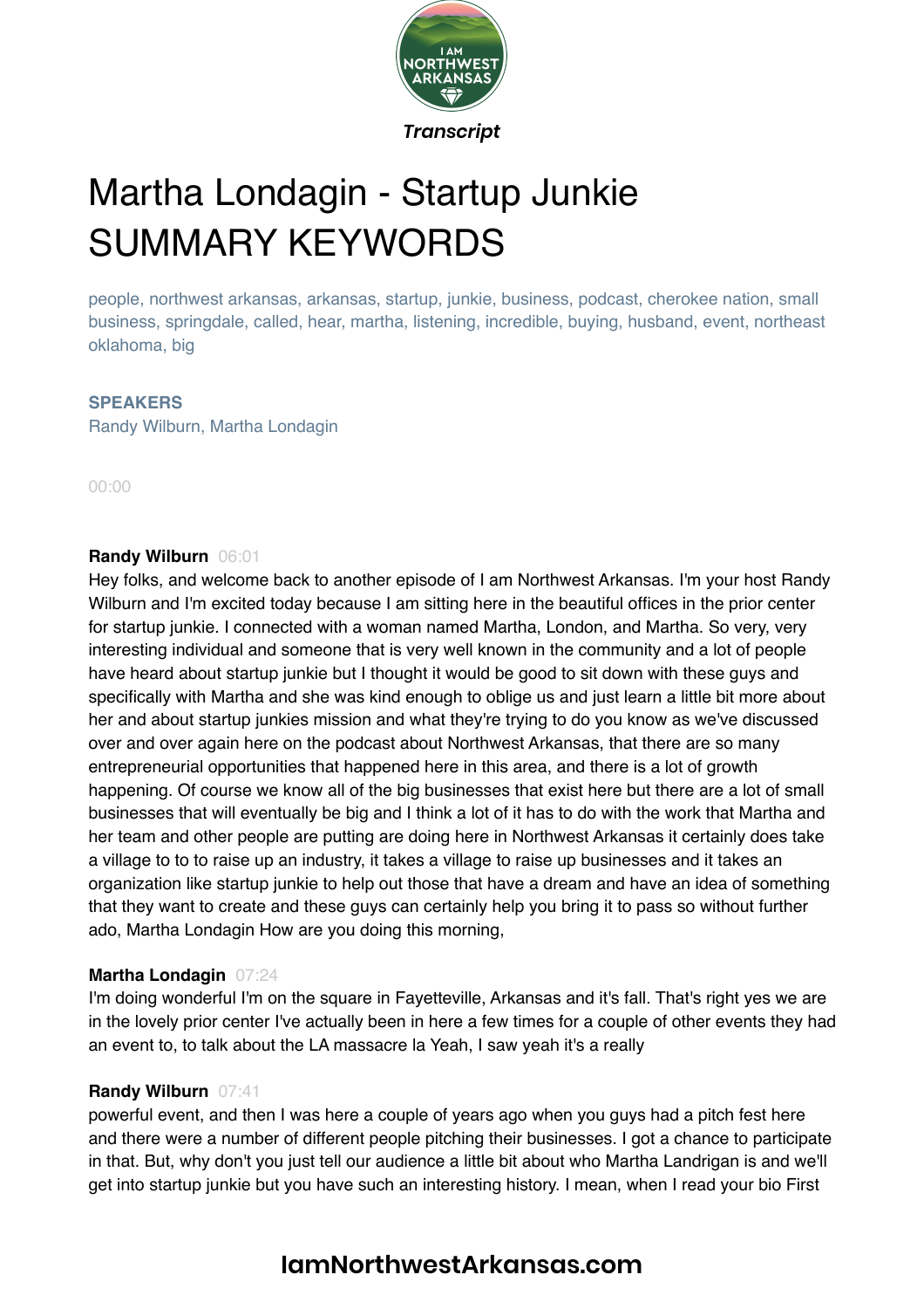*Transcript*

# Martha Londagin - Startup Junkie SUMMARY KEYWORDS

people, northwest arkansas, arkansas, startup, junkie, business, podcast, cherokee nation, small business, springdale, called, hear, martha, listening, incredible, buying, husband, event, northeast oklahoma, big

**SPEAKERS**

Randy Wilburn, Martha Londagin

00:00

**Randy Wilburn** 06:01

Hey folks, and welcome back to another episode of I am Northwest Arkansas. I'm your host Randy Wilburn and I'm excited today because I am sitting here in the beautiful offices in the prior center for startup junkie. I connected with a woman named Martha, London, and Martha. So very, very interesting individual and someone that is very well known in the community and a lot of people have heard about startup junkie but I thought it would be good to sit down with these guys and specifically with Martha and she was kind enough to oblige us and just learn a little bit more about her and about startup junkies mission and what they're trying to do you know as we've discussed over and over again here on the podcast about Northwest Arkansas, that there are so many entrepreneurial opportunities that happened here in this area, and there is a lot of growth happening. Of course we know all of the big businesses that exist here but there are a lot of small businesses that will eventually be big and I think a lot of it has to do with the work that Martha and her team and other people are putting are doing here in Northwest Arkansas it certainly does take a village to to to raise up an industry, it takes a village to raise up businesses and it takes an organization like startup junkie to help out those that have a dream and have an idea of something that they want to create and these guys can certainly help you bring it to pass so without further ado, Martha Londagin How are you doing this morning,

**Martha Londagin** 07:24

I'm doing wonderful I'm on the square in Fayetteville, Arkansas and it's fall. That's right yes we are in the lovely prior center I've actually been in here a few times for a couple of other events they had an event to, to talk about the LA massacre la Yeah, I saw yeah it's a really

**Randy Wilburn** 07:41

powerful event, and then I was here a couple of years ago when you guys had a pitch fest here and there were a number of different people pitching their businesses. I got a chance to participate in that. But, why don't you just tell our audience a little bit about who Martha Landrigan is and we'll get into startup junkie but you have such an interesting history. I mean, when I read your bio First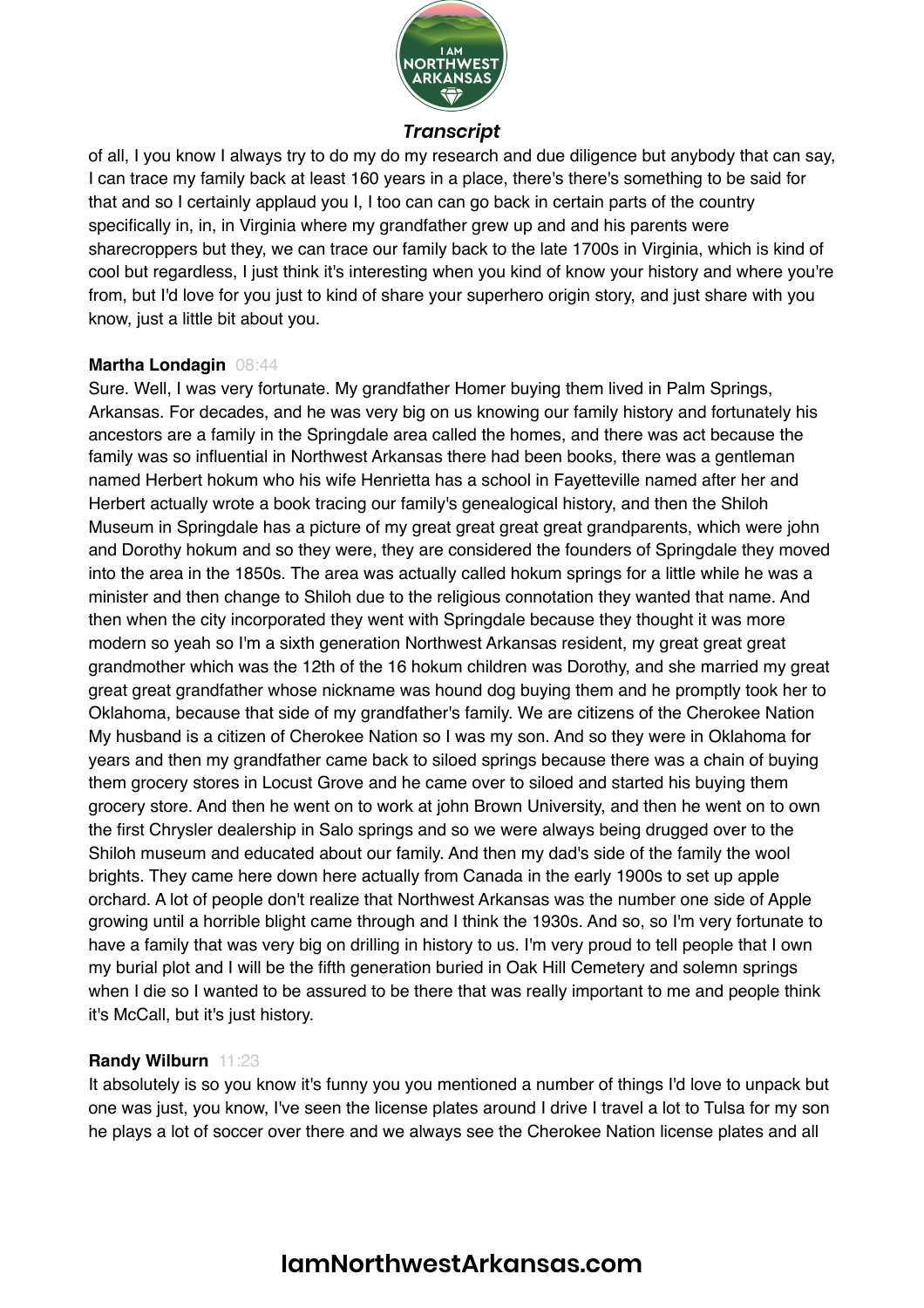of all, I you know I always try to do my do my research and due diligence but anybody that can say, I can trace my family back at least 160 years in a place, there's there's something to be said for that and so I certainly applaud you I, I too can can go back in certain parts of the country specifically in, in, in Virginia where my grandfather grew up and and his parents were sharecroppers but they, we can trace our family back to the late 1700s in Virginia, which is kind of cool but regardless, I just think it's interesting when you kind of know your history and where you're from, but I'd love for you just to kind of share your superhero origin story, and just share with you know, just a little bit about you.

**Martha Londagin** 08:44

Sure. Well, I was very fortunate. My grandfather Homer buying them lived in Palm Springs, Arkansas. For decades, and he was very big on us knowing our family history and fortunately his ancestors are a family in the Springdale area called the homes, and there was act because the family was so influential in Northwest Arkansas there had been books, there was a gentleman named Herbert hokum who his wife Henrietta has a school in Fayetteville named after her and Herbert actually wrote a book tracing our family's genealogical history, and then the Shiloh Museum in Springdale has a picture of my great great great great grandparents, which were john and Dorothy hokum and so they were, they are considered the founders of Springdale they moved into the area in the 1850s. The area was actually called hokum springs for a little while he was a minister and then change to Shiloh due to the religious connotation they wanted that name. And then when the city incorporated they went with Springdale because they thought it was more modern so yeah so I'm a sixth generation Northwest Arkansas resident, my great great great grandmother which was the 12th of the 16 hokum children was Dorothy, and she married my great great great grandfather whose nickname was hound dog buying them and he promptly took her to Oklahoma, because that side of my grandfather's family. We are citizens of the Cherokee Nation My husband is a citizen of Cherokee Nation so I was my son. And so they were in Oklahoma for years and then my grandfather came back to siloed springs because there was a chain of buying them grocery stores in Locust Grove and he came over to siloed and started his buying them grocery store. And then he went on to work at john Brown University, and then he went on to own the first Chrysler dealership in Salo springs and so we were always being drugged over to the Shiloh museum and educated about our family. And then my dad's side of the family the wool brights. They came here down here actually from Canada in the early 1900s to set up apple orchard. A lot of people don't realize that Northwest Arkansas was the number one side of Apple growing until a horrible blight came through and I think the 1930s. And so, so I'm very fortunate to have a family that was very big on drilling in history to us. I'm very proud to tell people that I own my burial plot and I will be the fifth generation buried in Oak Hill Cemetery and solemn springs when I die so I wanted to be assured to be there that was really important to me and people think it's McCall, but it's just history.

**Randy Wilburn** 11:23

It absolutely is so you know it's funny you you mentioned a number of things I'd love to unpack but one was just, you know, I've seen the license plates around I drive I travel a lot to Tulsa for my son he plays a lot of soccer over there and we always see the Cherokee Nation license plates and all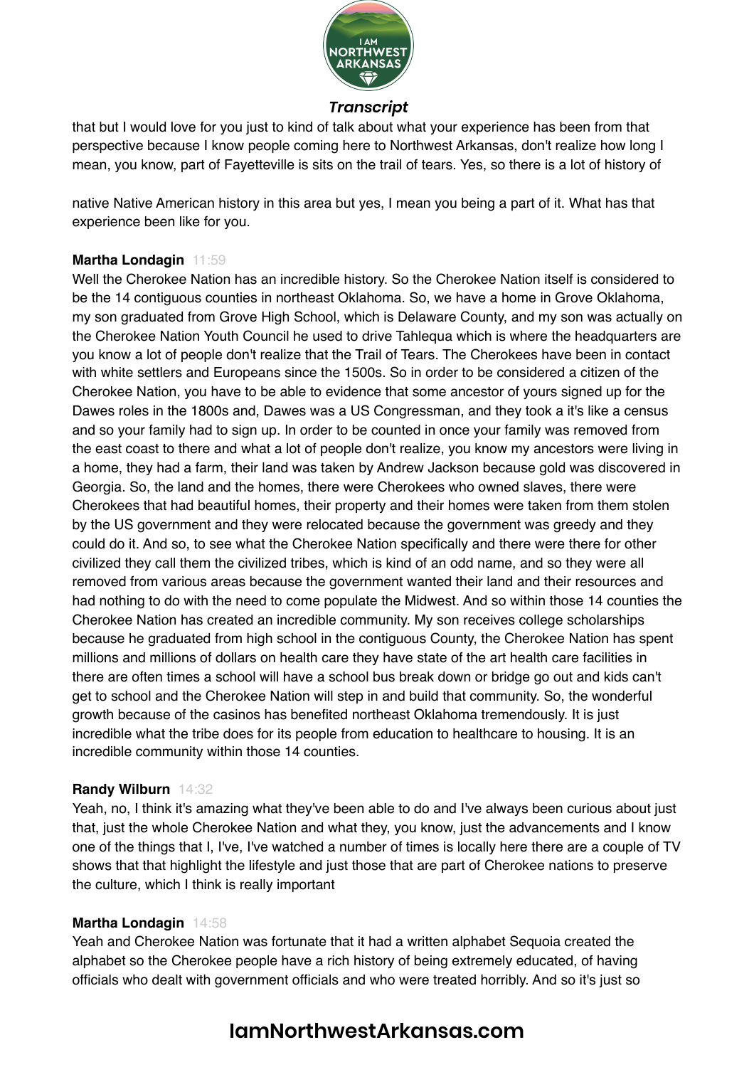that but I would love for you just to kind of talk about what your experience has been from that perspective because I know people coming here to Northwest Arkansas, don't realize how long I mean, you know, part of Fayetteville is sits on the trail of tears. Yes, so there is a lot of history of

native Native American history in this area but yes, I mean you being a part of it. What has that experience been like for you.

**Martha Londagin** 11:59
Well the Cherokee Nation has an incredible history. So the Cherokee Nation itself is considered to be the 14 contiguous counties in northeast Oklahoma. So, we have a home in Grove Oklahoma, my son graduated from Grove High School, which is Delaware County, and my son was actually on the Cherokee Nation Youth Council he used to drive Tahlequa which is where the headquarters are you know a lot of people don't realize that the Trail of Tears. The Cherokees have been in contact with white settlers and Europeans since the 1500s. So in order to be considered a citizen of the Cherokee Nation, you have to be able to evidence that some ancestor of yours signed up for the Dawes roles in the 1800s and, Dawes was a US Congressman, and they took a it's like a census and so your family had to sign up. In order to be counted in once your family was removed from the east coast to there and what a lot of people don't realize, you know my ancestors were living in a home, they had a farm, their land was taken by Andrew Jackson because gold was discovered in Georgia. So, the land and the homes, there were Cherokees who owned slaves, there were Cherokees that had beautiful homes, their property and their homes were taken from them stolen by the US government and they were relocated because the government was greedy and they could do it. And so, to see what the Cherokee Nation specifically and there were there for other civilized they call them the civilized tribes, which is kind of an odd name, and so they were all removed from various areas because the government wanted their land and their resources and had nothing to do with the need to come populate the Midwest. And so within those 14 counties the Cherokee Nation has created an incredible community. My son receives college scholarships because he graduated from high school in the contiguous County, the Cherokee Nation has spent millions and millions of dollars on health care they have state of the art health care facilities in there are often times a school will have a school bus break down or bridge go out and kids can't get to school and the Cherokee Nation will step in and build that community. So, the wonderful growth because of the casinos has benefited northeast Oklahoma tremendously. It is just incredible what the tribe does for its people from education to healthcare to housing. It is an incredible community within those 14 counties.

**Randy Wilburn** 14:32
Yeah, no, I think it's amazing what they've been able to do and I've always been curious about just that, just the whole Cherokee Nation and what they, you know, just the advancements and I know one of the things that I, I've, I've watched a number of times is locally here there are a couple of TV shows that that highlight the lifestyle and just those that are part of Cherokee nations to preserve the culture, which I think is really important

**Martha Londagin** 14:58
Yeah and Cherokee Nation was fortunate that it had a written alphabet Sequoia created the alphabet so the Cherokee people have a rich history of being extremely educated, of having officials who dealt with government officials and who were treated horribly. And so it's just so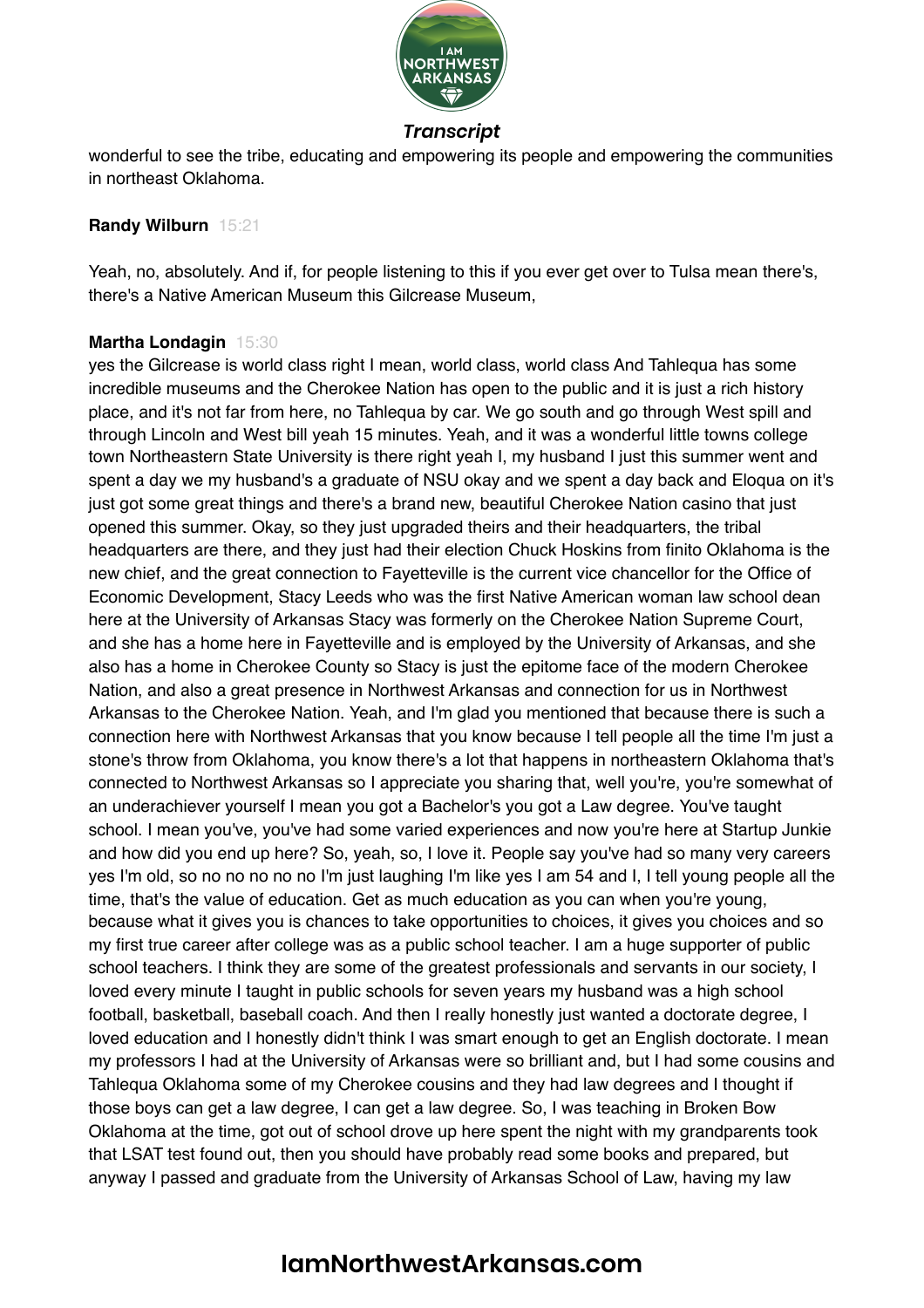wonderful to see the tribe, educating and empowering its people and empowering the communities in northeast Oklahoma.

**Randy Wilburn** 15:21

Yeah, no, absolutely. And if, for people listening to this if you ever get over to Tulsa mean there's, there's a Native American Museum this Gilcrease Museum,

**Martha Londagin** 15:30

yes the Gilcrease is world class right I mean, world class, world class And Tahlequa has some incredible museums and the Cherokee Nation has open to the public and it is just a rich history place, and it's not far from here, no Tahlequa by car. We go south and go through West spill and through Lincoln and West bill yeah 15 minutes. Yeah, and it was a wonderful little towns college town Northeastern State University is there right yeah I, my husband I just this summer went and spent a day we my husband's a graduate of NSU okay and we spent a day back and Eloqua on it's just got some great things and there's a brand new, beautiful Cherokee Nation casino that just opened this summer. Okay, so they just upgraded theirs and their headquarters, the tribal headquarters are there, and they just had their election Chuck Hoskins from finito Oklahoma is the new chief, and the great connection to Fayetteville is the current vice chancellor for the Office of Economic Development, Stacy Leeds who was the first Native American woman law school dean here at the University of Arkansas Stacy was formerly on the Cherokee Nation Supreme Court, and she has a home here in Fayetteville and is employed by the University of Arkansas, and she also has a home in Cherokee County so Stacy is just the epitome face of the modern Cherokee Nation, and also a great presence in Northwest Arkansas and connection for us in Northwest Arkansas to the Cherokee Nation. Yeah, and I'm glad you mentioned that because there is such a connection here with Northwest Arkansas that you know because I tell people all the time I'm just a stone's throw from Oklahoma, you know there's a lot that happens in northeastern Oklahoma that's connected to Northwest Arkansas so I appreciate you sharing that, well you're, you're somewhat of an underachiever yourself I mean you got a Bachelor's you got a Law degree. You've taught school. I mean you've, you've had some varied experiences and now you're here at Startup Junkie and how did you end up here? So, yeah, so, I love it. People say you've had so many very careers yes I'm old, so no no no no no I'm just laughing I'm like yes I am 54 and I, I tell young people all the time, that's the value of education. Get as much education as you can when you're young, because what it gives you is chances to take opportunities to choices, it gives you choices and so my first true career after college was as a public school teacher. I am a huge supporter of public school teachers. I think they are some of the greatest professionals and servants in our society, I loved every minute I taught in public schools for seven years my husband was a high school football, basketball, baseball coach. And then I really honestly just wanted a doctorate degree, I loved education and I honestly didn't think I was smart enough to get an English doctorate. I mean my professors I had at the University of Arkansas were so brilliant and, but I had some cousins and Tahlequa Oklahoma some of my Cherokee cousins and they had law degrees and I thought if those boys can get a law degree, I can get a law degree. So, I was teaching in Broken Bow Oklahoma at the time, got out of school drove up here spent the night with my grandparents took that LSAT test found out, then you should have probably read some books and prepared, but anyway I passed and graduate from the University of Arkansas School of Law, having my law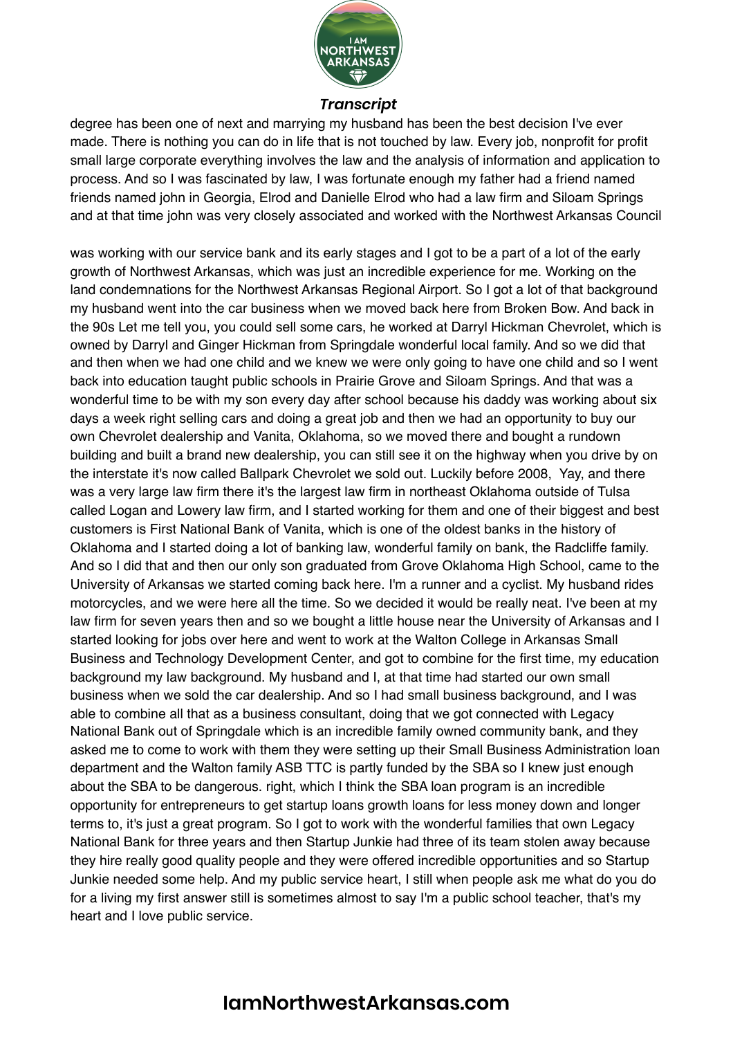degree has been one of next and marrying my husband has been the best decision I've ever made. There is nothing you can do in life that is not touched by law. Every job, nonprofit for profit small large corporate everything involves the law and the analysis of information and application to process. And so I was fascinated by law, I was fortunate enough my father had a friend named friends named john in Georgia, Elrod and Danielle Elrod who had a law firm and Siloam Springs and at that time john was very closely associated and worked with the Northwest Arkansas Council

was working with our service bank and its early stages and I got to be a part of a lot of the early growth of Northwest Arkansas, which was just an incredible experience for me. Working on the land condemnations for the Northwest Arkansas Regional Airport. So I got a lot of that background my husband went into the car business when we moved back here from Broken Bow. And back in the 90s Let me tell you, you could sell some cars, he worked at Darryl Hickman Chevrolet, which is owned by Darryl and Ginger Hickman from Springdale wonderful local family. And so we did that and then when we had one child and we knew we were only going to have one child and so I went back into education taught public schools in Prairie Grove and Siloam Springs. And that was a wonderful time to be with my son every day after school because his daddy was working about six days a week right selling cars and doing a great job and then we had an opportunity to buy our own Chevrolet dealership and Vanita, Oklahoma, so we moved there and bought a rundown building and built a brand new dealership, you can still see it on the highway when you drive by on the interstate it's now called Ballpark Chevrolet we sold out. Luckily before 2008,  Yay, and there was a very large law firm there it's the largest law firm in northeast Oklahoma outside of Tulsa called Logan and Lowery law firm, and I started working for them and one of their biggest and best customers is First National Bank of Vanita, which is one of the oldest banks in the history of Oklahoma and I started doing a lot of banking law, wonderful family on bank, the Radcliffe family. And so I did that and then our only son graduated from Grove Oklahoma High School, came to the University of Arkansas we started coming back here. I'm a runner and a cyclist. My husband rides motorcycles, and we were here all the time. So we decided it would be really neat. I've been at my law firm for seven years then and so we bought a little house near the University of Arkansas and I started looking for jobs over here and went to work at the Walton College in Arkansas Small Business and Technology Development Center, and got to combine for the first time, my education background my law background. My husband and I, at that time had started our own small business when we sold the car dealership. And so I had small business background, and I was able to combine all that as a business consultant, doing that we got connected with Legacy National Bank out of Springdale which is an incredible family owned community bank, and they asked me to come to work with them they were setting up their Small Business Administration loan department and the Walton family ASB TTC is partly funded by the SBA so I knew just enough about the SBA to be dangerous. right, which I think the SBA loan program is an incredible opportunity for entrepreneurs to get startup loans growth loans for less money down and longer terms to, it's just a great program. So I got to work with the wonderful families that own Legacy National Bank for three years and then Startup Junkie had three of its team stolen away because they hire really good quality people and they were offered incredible opportunities and so Startup Junkie needed some help. And my public service heart, I still when people ask me what do you do for a living my first answer still is sometimes almost to say I'm a public school teacher, that's my heart and I love public service.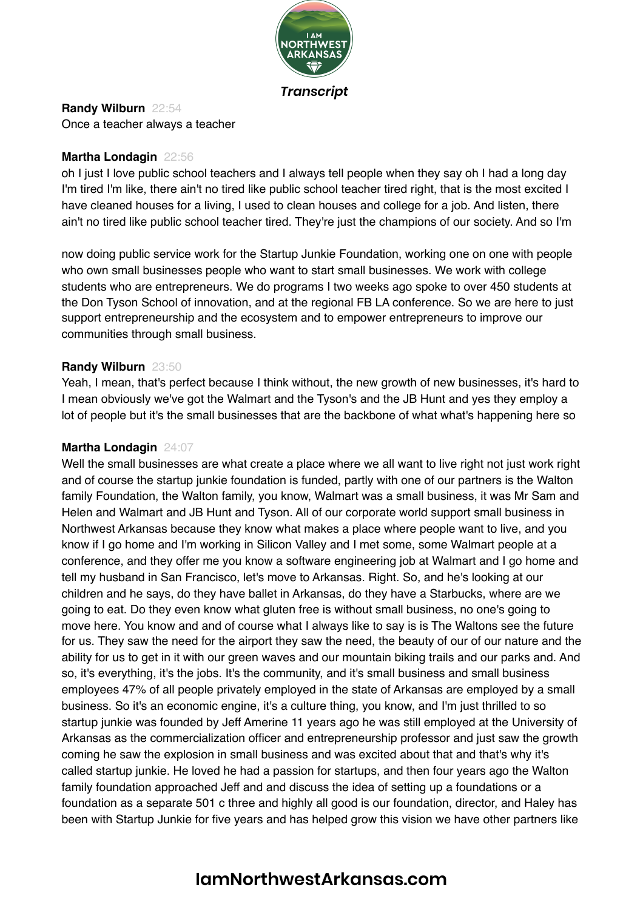**Randy Wilburn** 22:54
Once a teacher always a teacher

**Martha Londagin** 22:56
oh I just I love public school teachers and I always tell people when they say oh I had a long day I'm tired I'm like, there ain't no tired like public school teacher tired right, that is the most excited I have cleaned houses for a living, I used to clean houses and college for a job. And listen, there ain't no tired like public school teacher tired. They're just the champions of our society. And so I'm

now doing public service work for the Startup Junkie Foundation, working one on one with people who own small businesses people who want to start small businesses. We work with college students who are entrepreneurs. We do programs I two weeks ago spoke to over 450 students at the Don Tyson School of innovation, and at the regional FB LA conference. So we are here to just support entrepreneurship and the ecosystem and to empower entrepreneurs to improve our communities through small business.

**Randy Wilburn** 23:50
Yeah, I mean, that's perfect because I think without, the new growth of new businesses, it's hard to I mean obviously we've got the Walmart and the Tyson's and the JB Hunt and yes they employ a lot of people but it's the small businesses that are the backbone of what what's happening here so

**Martha Londagin** 24:07
Well the small businesses are what create a place where we all want to live right not just work right and of course the startup junkie foundation is funded, partly with one of our partners is the Walton family Foundation, the Walton family, you know, Walmart was a small business, it was Mr Sam and Helen and Walmart and JB Hunt and Tyson. All of our corporate world support small business in Northwest Arkansas because they know what makes a place where people want to live, and you know if I go home and I'm working in Silicon Valley and I met some, some Walmart people at a conference, and they offer me you know a software engineering job at Walmart and I go home and tell my husband in San Francisco, let's move to Arkansas. Right. So, and he's looking at our children and he says, do they have ballet in Arkansas, do they have a Starbucks, where are we going to eat. Do they even know what gluten free is without small business, no one's going to move here. You know and and of course what I always like to say is is The Waltons see the future for us. They saw the need for the airport they saw the need, the beauty of our of our nature and the ability for us to get in it with our green waves and our mountain biking trails and our parks and. And so, it's everything, it's the jobs. It's the community, and it's small business and small business employees 47% of all people privately employed in the state of Arkansas are employed by a small business. So it's an economic engine, it's a culture thing, you know, and I'm just thrilled to so startup junkie was founded by Jeff Amerine 11 years ago he was still employed at the University of Arkansas as the commercialization officer and entrepreneurship professor and just saw the growth coming he saw the explosion in small business and was excited about that and that's why it's called startup junkie. He loved he had a passion for startups, and then four years ago the Walton family foundation approached Jeff and and discuss the idea of setting up a foundations or a foundation as a separate 501 c three and highly all good is our foundation, director, and Haley has been with Startup Junkie for five years and has helped grow this vision we have other partners like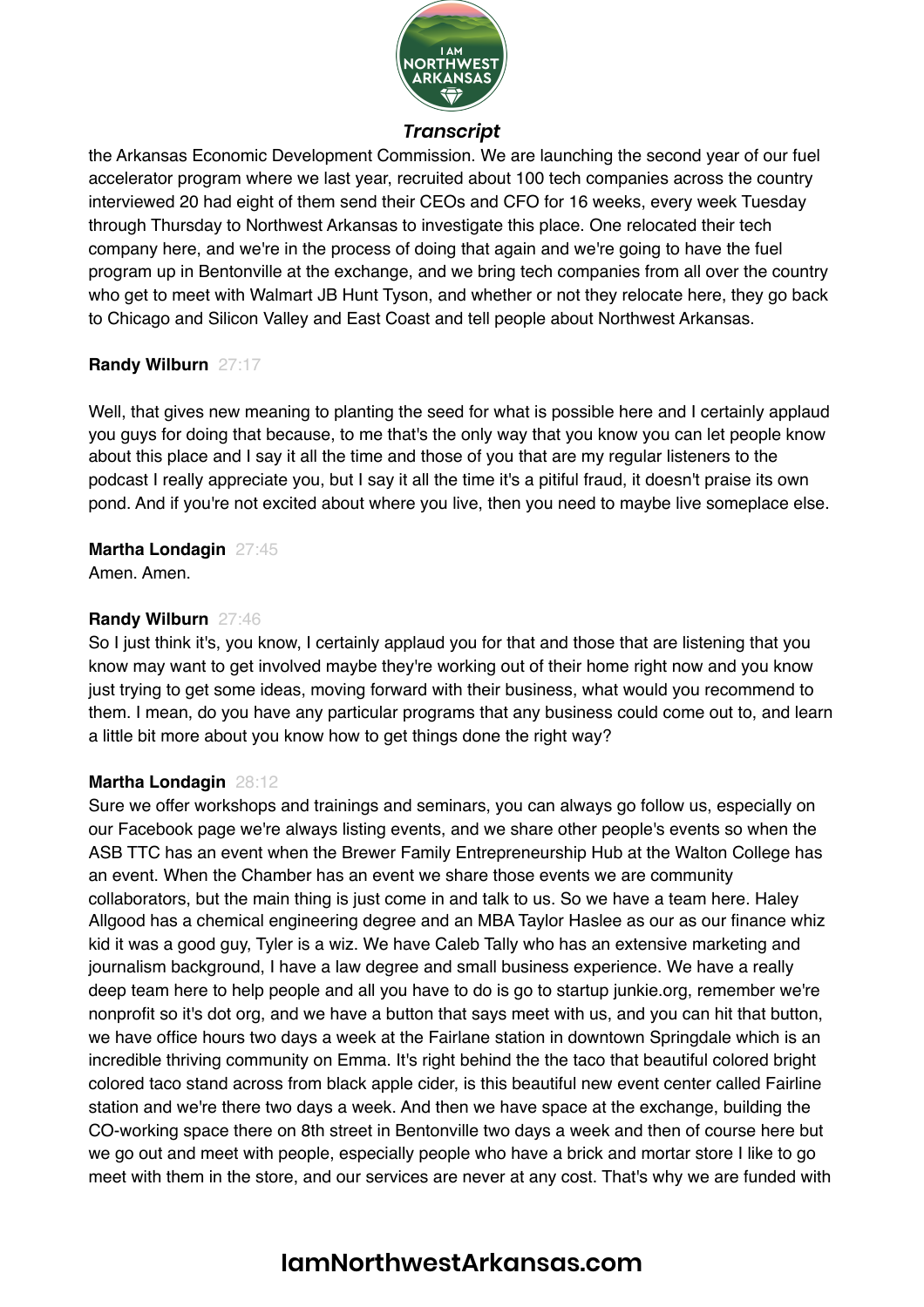the Arkansas Economic Development Commission. We are launching the second year of our fuel accelerator program where we last year, recruited about 100 tech companies across the country interviewed 20 had eight of them send their CEOs and CFO for 16 weeks, every week Tuesday through Thursday to Northwest Arkansas to investigate this place. One relocated their tech company here, and we're in the process of doing that again and we're going to have the fuel program up in Bentonville at the exchange, and we bring tech companies from all over the country who get to meet with Walmart JB Hunt Tyson, and whether or not they relocate here, they go back to Chicago and Silicon Valley and East Coast and tell people about Northwest Arkansas.

**Randy Wilburn** 27:17

Well, that gives new meaning to planting the seed for what is possible here and I certainly applaud you guys for doing that because, to me that's the only way that you know you can let people know about this place and I say it all the time and those of you that are my regular listeners to the podcast I really appreciate you, but I say it all the time it's a pitiful fraud, it doesn't praise its own pond. And if you're not excited about where you live, then you need to maybe live someplace else.

**Martha Londagin** 27:45
Amen. Amen.

**Randy Wilburn** 27:46
So I just think it's, you know, I certainly applaud you for that and those that are listening that you know may want to get involved maybe they're working out of their home right now and you know just trying to get some ideas, moving forward with their business, what would you recommend to them. I mean, do you have any particular programs that any business could come out to, and learn a little bit more about you know how to get things done the right way?

**Martha Londagin** 28:12
Sure we offer workshops and trainings and seminars, you can always go follow us, especially on our Facebook page we're always listing events, and we share other people's events so when the ASB TTC has an event when the Brewer Family Entrepreneurship Hub at the Walton College has an event. When the Chamber has an event we share those events we are community collaborators, but the main thing is just come in and talk to us. So we have a team here. Haley Allgood has a chemical engineering degree and an MBA Taylor Haslee as our as our finance whiz kid it was a good guy, Tyler is a wiz. We have Caleb Tally who has an extensive marketing and journalism background, I have a law degree and small business experience. We have a really deep team here to help people and all you have to do is go to startup junkie.org, remember we're nonprofit so it's dot org, and we have a button that says meet with us, and you can hit that button, we have office hours two days a week at the Fairlane station in downtown Springdale which is an incredible thriving community on Emma. It's right behind the the taco that beautiful colored bright colored taco stand across from black apple cider, is this beautiful new event center called Fairline station and we're there two days a week. And then we have space at the exchange, building the CO-working space there on 8th street in Bentonville two days a week and then of course here but we go out and meet with people, especially people who have a brick and mortar store I like to go meet with them in the store, and our services are never at any cost. That's why we are funded with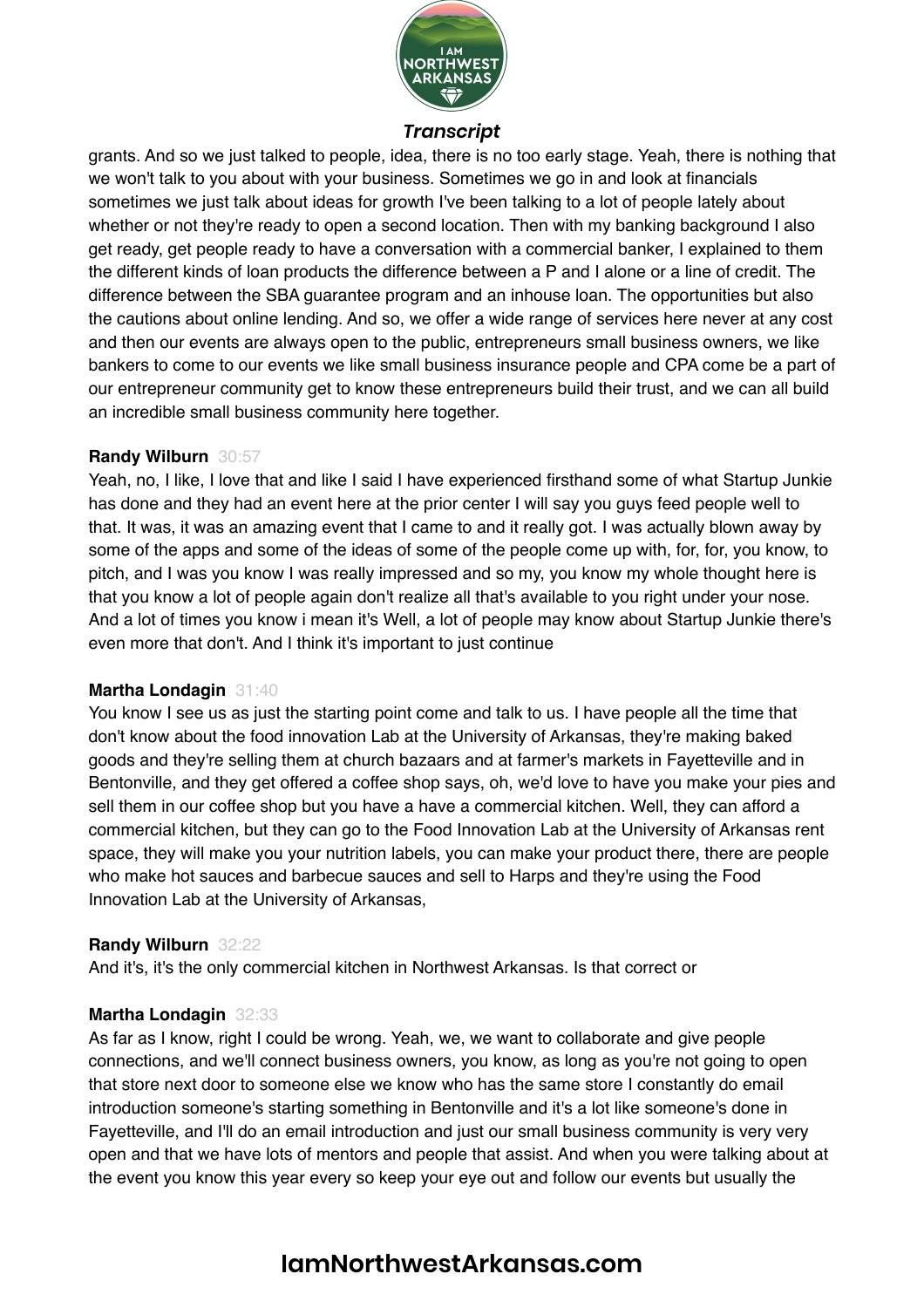grants. And so we just talked to people, idea, there is no too early stage. Yeah, there is nothing that we won't talk to you about with your business. Sometimes we go in and look at financials sometimes we just talk about ideas for growth I've been talking to a lot of people lately about whether or not they're ready to open a second location. Then with my banking background I also get ready, get people ready to have a conversation with a commercial banker, I explained to them the different kinds of loan products the difference between a P and I alone or a line of credit. The difference between the SBA guarantee program and an inhouse loan. The opportunities but also the cautions about online lending. And so, we offer a wide range of services here never at any cost and then our events are always open to the public, entrepreneurs small business owners, we like bankers to come to our events we like small business insurance people and CPA come be a part of our entrepreneur community get to know these entrepreneurs build their trust, and we can all build an incredible small business community here together.

**Randy Wilburn** 30:57

Yeah, no, I like, I love that and like I said I have experienced firsthand some of what Startup Junkie has done and they had an event here at the prior center I will say you guys feed people well to that. It was, it was an amazing event that I came to and it really got. I was actually blown away by some of the apps and some of the ideas of some of the people come up with, for, for, you know, to pitch, and I was you know I was really impressed and so my, you know my whole thought here is that you know a lot of people again don't realize all that's available to you right under your nose. And a lot of times you know i mean it's Well, a lot of people may know about Startup Junkie there's even more that don't. And I think it's important to just continue

**Martha Londagin** 31:40

You know I see us as just the starting point come and talk to us. I have people all the time that don't know about the food innovation Lab at the University of Arkansas, they're making baked goods and they're selling them at church bazaars and at farmer's markets in Fayetteville and in Bentonville, and they get offered a coffee shop says, oh, we'd love to have you make your pies and sell them in our coffee shop but you have a have a commercial kitchen. Well, they can afford a commercial kitchen, but they can go to the Food Innovation Lab at the University of Arkansas rent space, they will make you your nutrition labels, you can make your product there, there are people who make hot sauces and barbecue sauces and sell to Harps and they're using the Food Innovation Lab at the University of Arkansas,

**Randy Wilburn** 32:22

And it's, it's the only commercial kitchen in Northwest Arkansas. Is that correct or

**Martha Londagin** 32:33

As far as I know, right I could be wrong. Yeah, we, we want to collaborate and give people connections, and we'll connect business owners, you know, as long as you're not going to open that store next door to someone else we know who has the same store I constantly do email introduction someone's starting something in Bentonville and it's a lot like someone's done in Fayetteville, and I'll do an email introduction and just our small business community is very very open and that we have lots of mentors and people that assist. And when you were talking about at the event you know this year every so keep your eye out and follow our events but usually the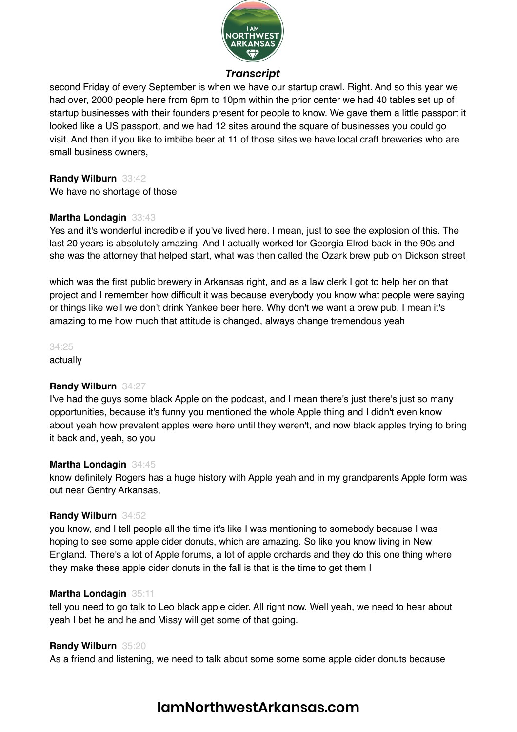second Friday of every September is when we have our startup crawl. Right. And so this year we had over, 2000 people here from 6pm to 10pm within the prior center we had 40 tables set up of startup businesses with their founders present for people to know. We gave them a little passport it looked like a US passport, and we had 12 sites around the square of businesses you could go visit. And then if you like to imbibe beer at 11 of those sites we have local craft breweries who are small business owners,

**Randy Wilburn** 33:42
We have no shortage of those

**Martha Londagin** 33:43
Yes and it's wonderful incredible if you've lived here. I mean, just to see the explosion of this. The last 20 years is absolutely amazing. And I actually worked for Georgia Elrod back in the 90s and she was the attorney that helped start, what was then called the Ozark brew pub on Dickson street

which was the first public brewery in Arkansas right, and as a law clerk I got to help her on that project and I remember how difficult it was because everybody you know what people were saying or things like well we don't drink Yankee beer here. Why don't we want a brew pub, I mean it's amazing to me how much that attitude is changed, always change tremendous yeah

34:25
actually

**Randy Wilburn** 34:27
I've had the guys some black Apple on the podcast, and I mean there's just there's just so many opportunities, because it's funny you mentioned the whole Apple thing and I didn't even know about yeah how prevalent apples were here until they weren't, and now black apples trying to bring it back and, yeah, so you

**Martha Londagin** 34:45
know definitely Rogers has a huge history with Apple yeah and in my grandparents Apple form was out near Gentry Arkansas,

**Randy Wilburn** 34:52
you know, and I tell people all the time it's like I was mentioning to somebody because I was hoping to see some apple cider donuts, which are amazing. So like you know living in New England. There's a lot of Apple forums, a lot of apple orchards and they do this one thing where they make these apple cider donuts in the fall is that is the time to get them I

**Martha Londagin** 35:11
tell you need to go talk to Leo black apple cider. All right now. Well yeah, we need to hear about yeah I bet he and he and Missy will get some of that going.

**Randy Wilburn** 35:20
As a friend and listening, we need to talk about some some some apple cider donuts because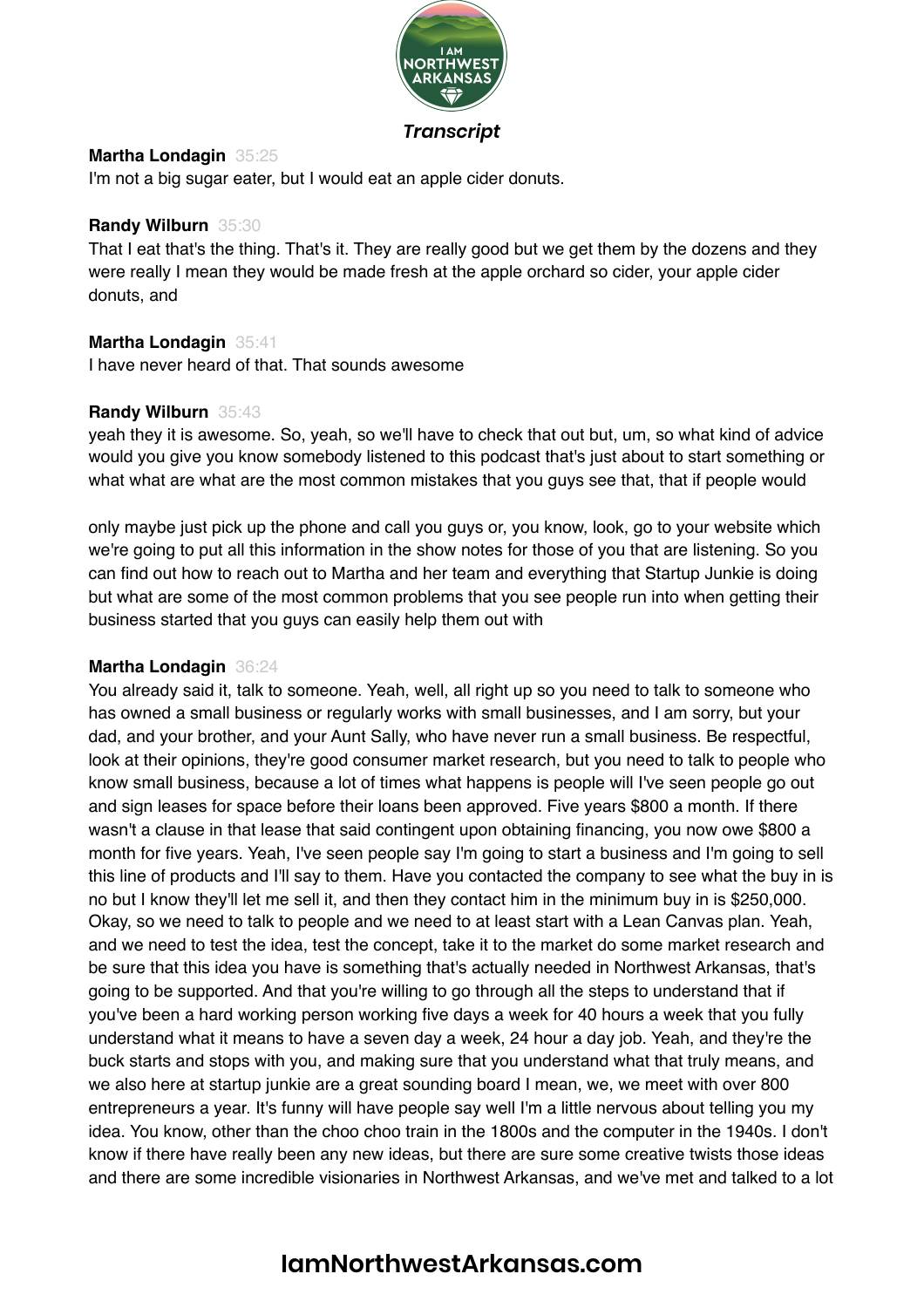**Martha Londagin** 35:25
I'm not a big sugar eater, but I would eat an apple cider donuts.

**Randy Wilburn** 35:30
That I eat that's the thing. That's it. They are really good but we get them by the dozens and they were really I mean they would be made fresh at the apple orchard so cider, your apple cider donuts, and

**Martha Londagin** 35:41
I have never heard of that. That sounds awesome

**Randy Wilburn** 35:43
yeah they it is awesome. So, yeah, so we'll have to check that out but, um, so what kind of advice would you give you know somebody listened to this podcast that's just about to start something or what what are what are the most common mistakes that you guys see that, that if people would

only maybe just pick up the phone and call you guys or, you know, look, go to your website which we're going to put all this information in the show notes for those of you that are listening. So you can find out how to reach out to Martha and her team and everything that Startup Junkie is doing but what are some of the most common problems that you see people run into when getting their business started that you guys can easily help them out with

**Martha Londagin** 36:24
You already said it, talk to someone. Yeah, well, all right up so you need to talk to someone who has owned a small business or regularly works with small businesses, and I am sorry, but your dad, and your brother, and your Aunt Sally, who have never run a small business. Be respectful, look at their opinions, they're good consumer market research, but you need to talk to people who know small business, because a lot of times what happens is people will I've seen people go out and sign leases for space before their loans been approved. Five years $800 a month. If there wasn't a clause in that lease that said contingent upon obtaining financing, you now owe $800 a month for five years. Yeah, I've seen people say I'm going to start a business and I'm going to sell this line of products and I'll say to them. Have you contacted the company to see what the buy in is no but I know they'll let me sell it, and then they contact him in the minimum buy in is $250,000. Okay, so we need to talk to people and we need to at least start with a Lean Canvas plan. Yeah, and we need to test the idea, test the concept, take it to the market do some market research and be sure that this idea you have is something that's actually needed in Northwest Arkansas, that's going to be supported. And that you're willing to go through all the steps to understand that if you've been a hard working person working five days a week for 40 hours a week that you fully understand what it means to have a seven day a week, 24 hour a day job. Yeah, and they're the buck starts and stops with you, and making sure that you understand what that truly means, and we also here at startup junkie are a great sounding board I mean, we, we meet with over 800 entrepreneurs a year. It's funny will have people say well I'm a little nervous about telling you my idea. You know, other than the choo choo train in the 1800s and the computer in the 1940s. I don't know if there have really been any new ideas, but there are sure some creative twists those ideas and there are some incredible visionaries in Northwest Arkansas, and we've met and talked to a lot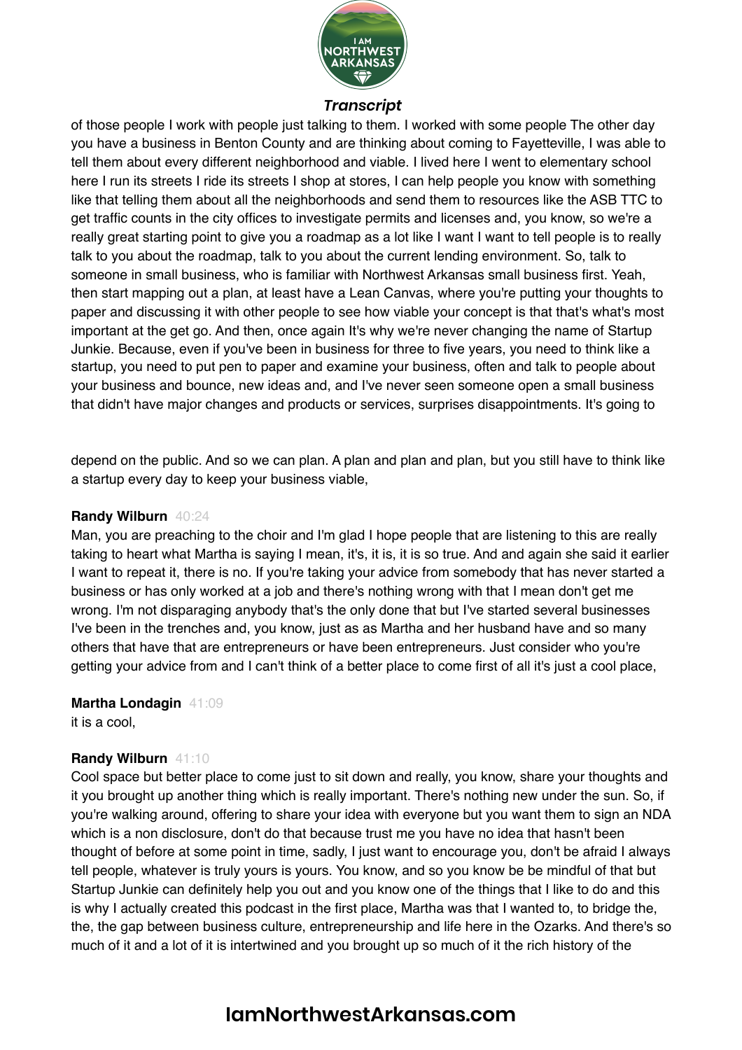of those people I work with people just talking to them. I worked with some people The other day you have a business in Benton County and are thinking about coming to Fayetteville, I was able to tell them about every different neighborhood and viable. I lived here I went to elementary school here I run its streets I ride its streets I shop at stores, I can help people you know with something like that telling them about all the neighborhoods and send them to resources like the ASB TTC to get traffic counts in the city offices to investigate permits and licenses and, you know, so we're a really great starting point to give you a roadmap as a lot like I want I want to tell people is to really talk to you about the roadmap, talk to you about the current lending environment. So, talk to someone in small business, who is familiar with Northwest Arkansas small business first. Yeah, then start mapping out a plan, at least have a Lean Canvas, where you're putting your thoughts to paper and discussing it with other people to see how viable your concept is that that's what's most important at the get go. And then, once again It's why we're never changing the name of Startup Junkie. Because, even if you've been in business for three to five years, you need to think like a startup, you need to put pen to paper and examine your business, often and talk to people about your business and bounce, new ideas and, and I've never seen someone open a small business that didn't have major changes and products or services, surprises disappointments. It's going to depend on the public. And so we can plan. A plan and plan and plan, but you still have to think like a startup every day to keep your business viable,

**Randy Wilburn** 40:24
Man, you are preaching to the choir and I'm glad I hope people that are listening to this are really taking to heart what Martha is saying I mean, it's, it is, it is so true. And and again she said it earlier I want to repeat it, there is no. If you're taking your advice from somebody that has never started a business or has only worked at a job and there's nothing wrong with that I mean don't get me wrong. I'm not disparaging anybody that's the only done that but I've started several businesses I've been in the trenches and, you know, just as as Martha and her husband have and so many others that have that are entrepreneurs or have been entrepreneurs. Just consider who you're getting your advice from and I can't think of a better place to come first of all it's just a cool place,

**Martha Londagin** 41:09
it is a cool,

**Randy Wilburn** 41:10
Cool space but better place to come just to sit down and really, you know, share your thoughts and it you brought up another thing which is really important. There's nothing new under the sun. So, if you're walking around, offering to share your idea with everyone but you want them to sign an NDA which is a non disclosure, don't do that because trust me you have no idea that hasn't been thought of before at some point in time, sadly, I just want to encourage you, don't be afraid I always tell people, whatever is truly yours is yours. You know, and so you know be be mindful of that but Startup Junkie can definitely help you out and you know one of the things that I like to do and this is why I actually created this podcast in the first place, Martha was that I wanted to, to bridge the, the, the gap between business culture, entrepreneurship and life here in the Ozarks. And there's so much of it and a lot of it is intertwined and you brought up so much of it the rich history of the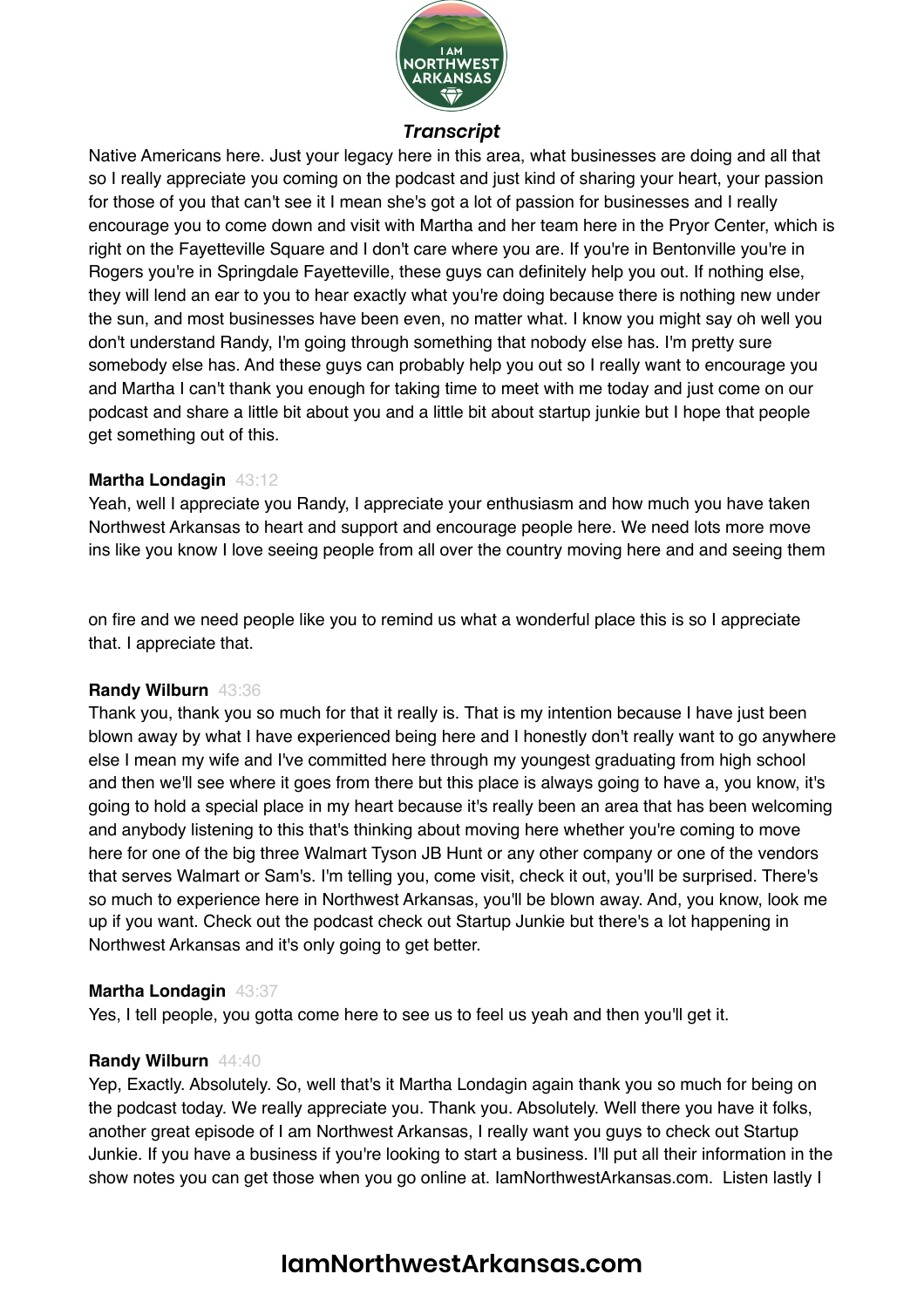Native Americans here. Just your legacy here in this area, what businesses are doing and all that so I really appreciate you coming on the podcast and just kind of sharing your heart, your passion for those of you that can't see it I mean she's got a lot of passion for businesses and I really encourage you to come down and visit with Martha and her team here in the Pryor Center, which is right on the Fayetteville Square and I don't care where you are. If you're in Bentonville you're in Rogers you're in Springdale Fayetteville, these guys can definitely help you out. If nothing else, they will lend an ear to you to hear exactly what you're doing because there is nothing new under the sun, and most businesses have been even, no matter what. I know you might say oh well you don't understand Randy, I'm going through something that nobody else has. I'm pretty sure somebody else has. And these guys can probably help you out so I really want to encourage you and Martha I can't thank you enough for taking time to meet with me today and just come on our podcast and share a little bit about you and a little bit about startup junkie but I hope that people get something out of this.

**Martha Londagin** 43:12
Yeah, well I appreciate you Randy, I appreciate your enthusiasm and how much you have taken Northwest Arkansas to heart and support and encourage people here. We need lots more move ins like you know I love seeing people from all over the country moving here and and seeing them on fire and we need people like you to remind us what a wonderful place this is so I appreciate that. I appreciate that.

**Randy Wilburn** 43:36
Thank you, thank you so much for that it really is. That is my intention because I have just been blown away by what I have experienced being here and I honestly don't really want to go anywhere else I mean my wife and I've committed here through my youngest graduating from high school and then we'll see where it goes from there but this place is always going to have a, you know, it's going to hold a special place in my heart because it's really been an area that has been welcoming and anybody listening to this that's thinking about moving here whether you're coming to move here for one of the big three Walmart Tyson JB Hunt or any other company or one of the vendors that serves Walmart or Sam's. I'm telling you, come visit, check it out, you'll be surprised. There's so much to experience here in Northwest Arkansas, you'll be blown away. And, you know, look me up if you want. Check out the podcast check out Startup Junkie but there's a lot happening in Northwest Arkansas and it's only going to get better.

**Martha Londagin** 43:37
Yes, I tell people, you gotta come here to see us to feel us yeah and then you'll get it.

**Randy Wilburn** 44:40
Yep, Exactly. Absolutely. So, well that's it Martha Londagin again thank you so much for being on the podcast today. We really appreciate you. Thank you. Absolutely. Well there you have it folks, another great episode of I am Northwest Arkansas, I really want you guys to check out Startup Junkie. If you have a business if you're looking to start a business. I'll put all their information in the show notes you can get those when you go online at. IamNorthwestArkansas.com. Listen lastly I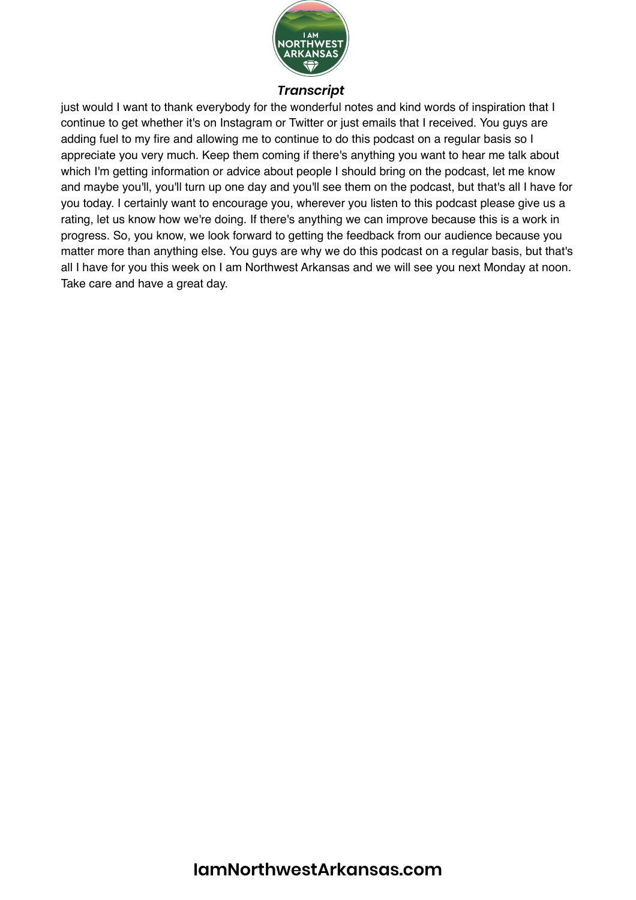just would I want to thank everybody for the wonderful notes and kind words of inspiration that I continue to get whether it's on Instagram or Twitter or just emails that I received. You guys are adding fuel to my fire and allowing me to continue to do this podcast on a regular basis so I appreciate you very much. Keep them coming if there's anything you want to hear me talk about which I'm getting information or advice about people I should bring on the podcast, let me know and maybe you'll, you'll turn up one day and you'll see them on the podcast, but that's all I have for you today. I certainly want to encourage you, wherever you listen to this podcast please give us a rating, let us know how we're doing. If there's anything we can improve because this is a work in progress. So, you know, we look forward to getting the feedback from our audience because you matter more than anything else. You guys are why we do this podcast on a regular basis, but that's all I have for you this week on I am Northwest Arkansas and we will see you next Monday at noon. Take care and have a great day.